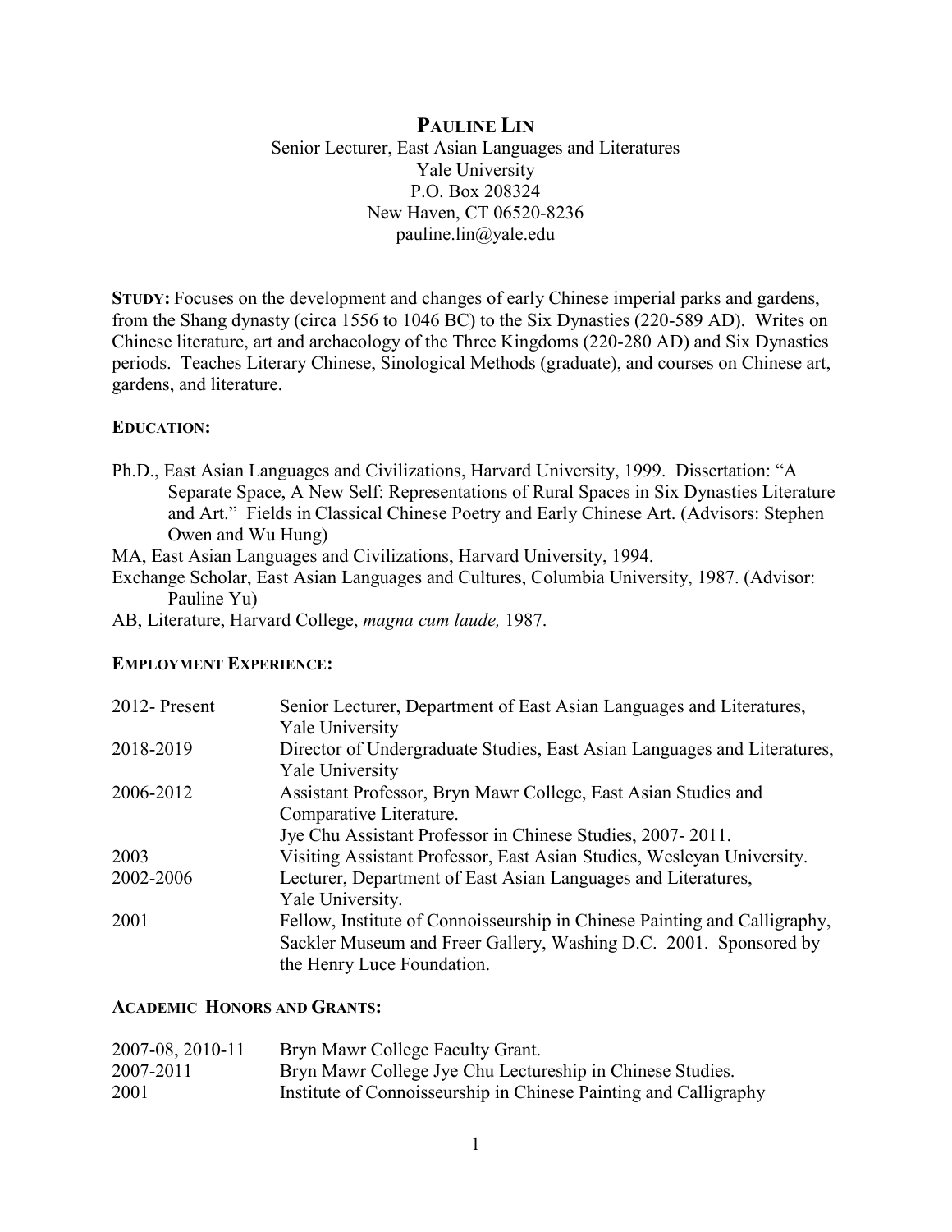# PAULINE LIN

Senior Lecturer, East Asian Languages and Literatures
Yale University
P.O. Box 208324
New Haven, CT 06520-8236
pauline.lin@yale.edu

**STUDY:** Focuses on the development and changes of early Chinese imperial parks and gardens, from the Shang dynasty (circa 1556 to 1046 BC) to the Six Dynasties (220-589 AD). Writes on Chinese literature, art and archaeology of the Three Kingdoms (220-280 AD) and Six Dynasties periods. Teaches Literary Chinese, Sinological Methods (graduate), and courses on Chinese art, gardens, and literature.

## EDUCATION:

Ph.D., East Asian Languages and Civilizations, Harvard University, 1999. Dissertation: "A Separate Space, A New Self: Representations of Rural Spaces in Six Dynasties Literature and Art." Fields in Classical Chinese Poetry and Early Chinese Art. (Advisors: Stephen Owen and Wu Hung)

MA, East Asian Languages and Civilizations, Harvard University, 1994.

Exchange Scholar, East Asian Languages and Cultures, Columbia University, 1987. (Advisor: Pauline Yu)

AB, Literature, Harvard College, *magna cum laude,* 1987.

## EMPLOYMENT EXPERIENCE:

| | |
|---|---|
| 2012- Present | Senior Lecturer, Department of East Asian Languages and Literatures, Yale University |
| 2018-2019 | Director of Undergraduate Studies, East Asian Languages and Literatures, Yale University |
| 2006-2012 | Assistant Professor, Bryn Mawr College, East Asian Studies and Comparative Literature. Jye Chu Assistant Professor in Chinese Studies, 2007- 2011. |
| 2003 | Visiting Assistant Professor, East Asian Studies, Wesleyan University. |
| 2002-2006 | Lecturer, Department of East Asian Languages and Literatures, Yale University. |
| 2001 | Fellow, Institute of Connoisseurship in Chinese Painting and Calligraphy, Sackler Museum and Freer Gallery, Washing D.C. 2001. Sponsored by the Henry Luce Foundation. |

## ACADEMIC HONORS AND GRANTS:

| | |
|---|---|
| 2007-08, 2010-11 | Bryn Mawr College Faculty Grant. |
| 2007-2011 | Bryn Mawr College Jye Chu Lectureship in Chinese Studies. |
| 2001 | Institute of Connoisseurship in Chinese Painting and Calligraphy |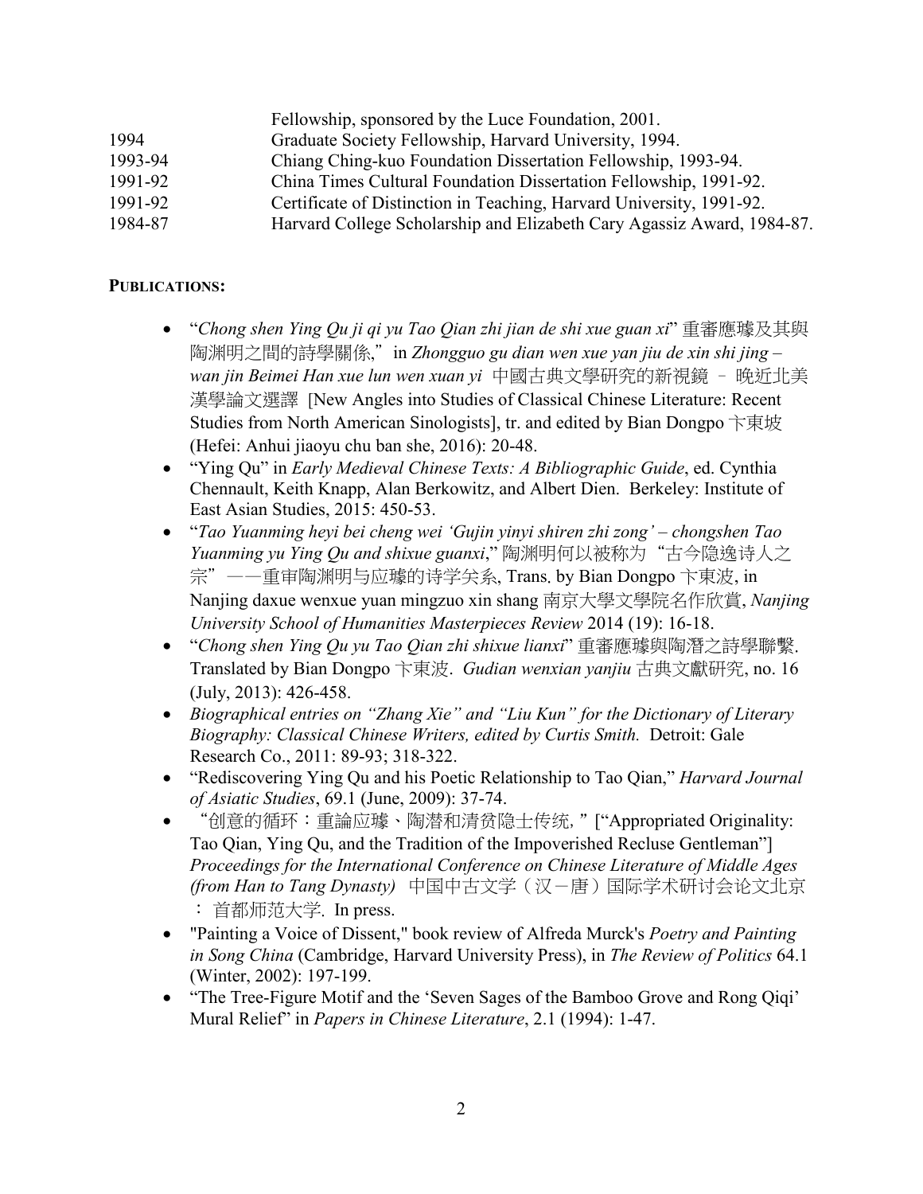| | |
|---|---|
| | Fellowship, sponsored by the Luce Foundation, 2001. |
| 1994 | Graduate Society Fellowship, Harvard University, 1994. |
| 1993-94 | Chiang Ching-kuo Foundation Dissertation Fellowship, 1993-94. |
| 1991-92 | China Times Cultural Foundation Dissertation Fellowship, 1991-92. |
| 1991-92 | Certificate of Distinction in Teaching, Harvard University, 1991-92. |
| 1984-87 | Harvard College Scholarship and Elizabeth Cary Agassiz Award, 1984-87. |

**PUBLICATIONS:**

- "*Chong shen Ying Qu ji qi yu Tao Qian zhi jian de shi xue guan xi*" 重審應璩及其與陶淵明之間的詩學關係," in *Zhongguo gu dian wen xue yan jiu de xin shi jing – wan jin Beimei Han xue lun wen xuan yi* 中國古典文學研究的新視鏡 – 晚近北美漢學論文選譯 [New Angles into Studies of Classical Chinese Literature: Recent Studies from North American Sinologists], tr. and edited by Bian Dongpo 卞東坡 (Hefei: Anhui jiaoyu chu ban she, 2016): 20-48.
- "Ying Qu" in *Early Medieval Chinese Texts: A Bibliographic Guide*, ed. Cynthia Chennault, Keith Knapp, Alan Berkowitz, and Albert Dien. Berkeley: Institute of East Asian Studies, 2015: 450-53.
- "*Tao Yuanming heyi bei cheng wei 'Gujin yinyi shiren zhi zong' – chongshen Tao Yuanming yu Ying Qu and shixue guanxi*," 陶渊明何以被称为"古今隐逸诗人之宗"——重审陶渊明与应璩的诗学关系, Trans. by Bian Dongpo 卞東波, in Nanjing daxue wenxue yuan mingzuo xin shang 南京大學文學院名作欣賞, *Nanjing University School of Humanities Masterpieces Review* 2014 (19): 16-18.
- "*Chong shen Ying Qu yu Tao Qian zhi shixue lianxi*" 重審應璩與陶潛之詩學聯繫. Translated by Bian Dongpo 卞東波. *Gudian wenxian yanjiu* 古典文獻研究, no. 16 (July, 2013): 426-458.
- *Biographical entries on "Zhang Xie" and "Liu Kun" for the Dictionary of Literary Biography: Classical Chinese Writers, edited by Curtis Smith.* Detroit: Gale Research Co., 2011: 89-93; 318-322.
- "Rediscovering Ying Qu and his Poetic Relationship to Tao Qian," *Harvard Journal of Asiatic Studies*, 69.1 (June, 2009): 37-74.
- "创意的循环：重論应璩、陶潜和清贫隐士传统，" ["Appropriated Originality: Tao Qian, Ying Qu, and the Tradition of the Impoverished Recluse Gentleman"] *Proceedings for the International Conference on Chinese Literature of Middle Ages (from Han to Tang Dynasty)* 中国中古文学（汉－唐）国际学术研讨会论文北京：首都师范大学. In press.
- "Painting a Voice of Dissent," book review of Alfreda Murck's *Poetry and Painting in Song China* (Cambridge, Harvard University Press), in *The Review of Politics* 64.1 (Winter, 2002): 197-199.
- "The Tree-Figure Motif and the 'Seven Sages of the Bamboo Grove and Rong Qiqi' Mural Relief" in *Papers in Chinese Literature*, 2.1 (1994): 1-47.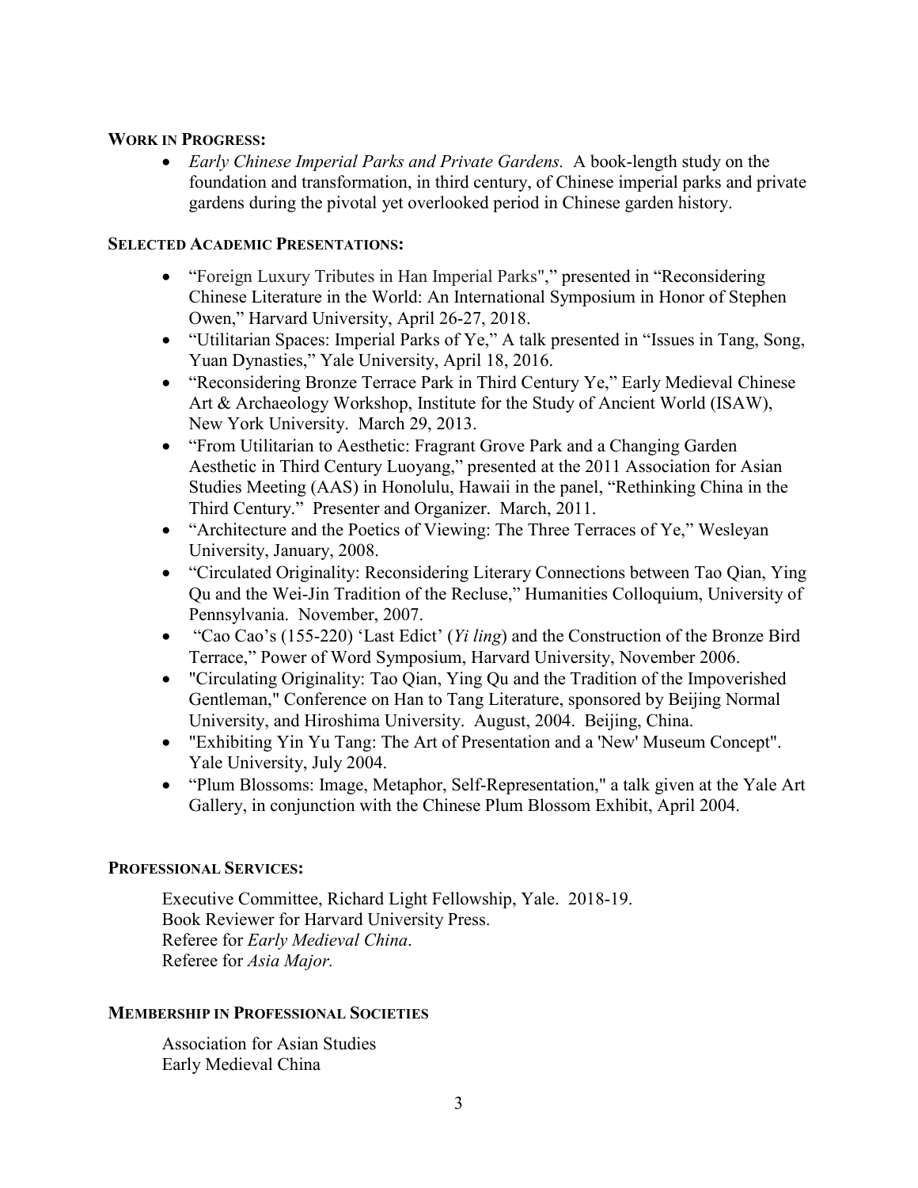## WORK IN PROGRESS:

- *Early Chinese Imperial Parks and Private Gardens.* A book-length study on the foundation and transformation, in third century, of Chinese imperial parks and private gardens during the pivotal yet overlooked period in Chinese garden history.

## SELECTED ACADEMIC PRESENTATIONS:

- "Foreign Luxury Tributes in Han Imperial Parks"," presented in "Reconsidering Chinese Literature in the World: An International Symposium in Honor of Stephen Owen," Harvard University, April 26-27, 2018.
- "Utilitarian Spaces: Imperial Parks of Ye," A talk presented in "Issues in Tang, Song, Yuan Dynasties," Yale University, April 18, 2016.
- "Reconsidering Bronze Terrace Park in Third Century Ye," Early Medieval Chinese Art & Archaeology Workshop, Institute for the Study of Ancient World (ISAW), New York University. March 29, 2013.
- "From Utilitarian to Aesthetic: Fragrant Grove Park and a Changing Garden Aesthetic in Third Century Luoyang," presented at the 2011 Association for Asian Studies Meeting (AAS) in Honolulu, Hawaii in the panel, "Rethinking China in the Third Century." Presenter and Organizer. March, 2011.
- "Architecture and the Poetics of Viewing: The Three Terraces of Ye," Wesleyan University, January, 2008.
- "Circulated Originality: Reconsidering Literary Connections between Tao Qian, Ying Qu and the Wei-Jin Tradition of the Recluse," Humanities Colloquium, University of Pennsylvania. November, 2007.
- "Cao Cao's (155-220) 'Last Edict' (*Yi ling*) and the Construction of the Bronze Bird Terrace," Power of Word Symposium, Harvard University, November 2006.
- "Circulating Originality: Tao Qian, Ying Qu and the Tradition of the Impoverished Gentleman," Conference on Han to Tang Literature, sponsored by Beijing Normal University, and Hiroshima University. August, 2004. Beijing, China.
- "Exhibiting Yin Yu Tang: The Art of Presentation and a 'New' Museum Concept". Yale University, July 2004.
- "Plum Blossoms: Image, Metaphor, Self-Representation," a talk given at the Yale Art Gallery, in conjunction with the Chinese Plum Blossom Exhibit, April 2004.

## PROFESSIONAL SERVICES:

Executive Committee, Richard Light Fellowship, Yale. 2018-19.
Book Reviewer for Harvard University Press.
Referee for *Early Medieval China*.
Referee for *Asia Major.*

## MEMBERSHIP IN PROFESSIONAL SOCIETIES

Association for Asian Studies
Early Medieval China